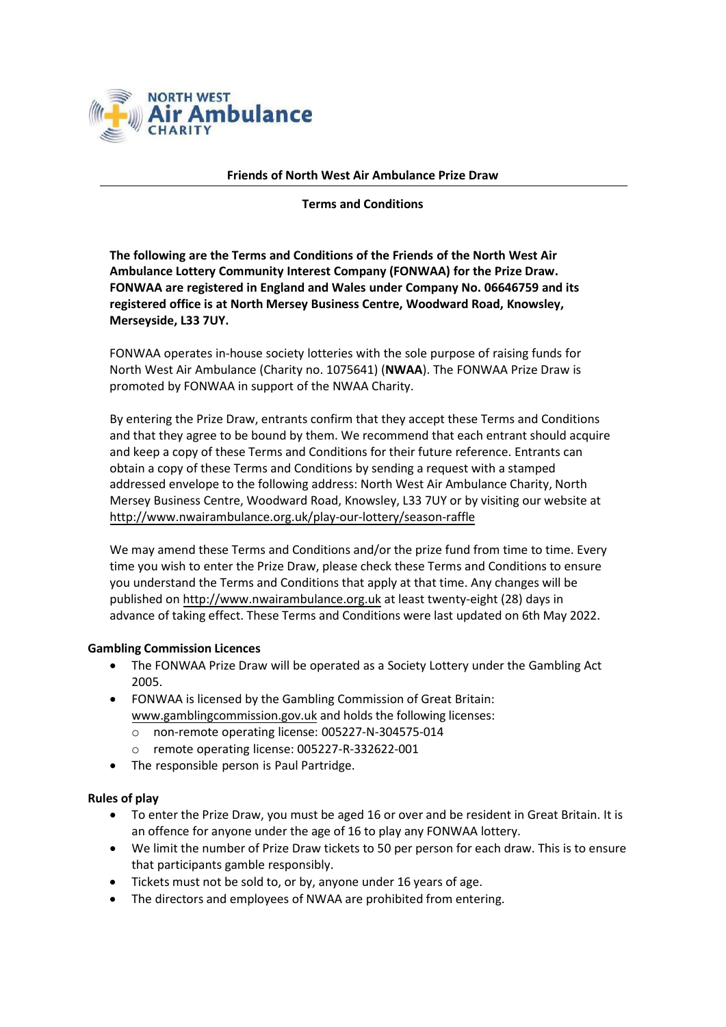# Friends of North West Air Ambulance Prize Draw

## Terms and Conditions

**The following are the Terms and Conditions of the Friends of the North West Air Ambulance Lottery Community Interest Company (FONWAA) for the Prize Draw. FONWAA are registered in England and Wales under Company No. 06646759 and its registered office is at North Mersey Business Centre, Woodward Road, Knowsley, Merseyside, L33 7UY.**

FONWAA operates in-house society lotteries with the sole purpose of raising funds for North West Air Ambulance (Charity no. 1075641) (**NWAA**). The FONWAA Prize Draw is promoted by FONWAA in support of the NWAA Charity.

By entering the Prize Draw, entrants confirm that they accept these Terms and Conditions and that they agree to be bound by them. We recommend that each entrant should acquire and keep a copy of these Terms and Conditions for their future reference. Entrants can obtain a copy of these Terms and Conditions by sending a request with a stamped addressed envelope to the following address: North West Air Ambulance Charity, North Mersey Business Centre, Woodward Road, Knowsley, L33 7UY or by visiting our website at http://www.nwairambulance.org.uk/play-our-lottery/season-raffle

We may amend these Terms and Conditions and/or the prize fund from time to time. Every time you wish to enter the Prize Draw, please check these Terms and Conditions to ensure you understand the Terms and Conditions that apply at that time. Any changes will be published on http://www.nwairambulance.org.uk at least twenty-eight (28) days in advance of taking effect. These Terms and Conditions were last updated on 6th May 2022.

### Gambling Commission Licences

- The FONWAA Prize Draw will be operated as a Society Lottery under the Gambling Act 2005.
- FONWAA is licensed by the Gambling Commission of Great Britain: www.gamblingcommission.gov.uk and holds the following licenses:
  - non-remote operating license: 005227-N-304575-014
  - remote operating license: 005227-R-332622-001
- The responsible person is Paul Partridge.

### Rules of play

- To enter the Prize Draw, you must be aged 16 or over and be resident in Great Britain. It is an offence for anyone under the age of 16 to play any FONWAA lottery.
- We limit the number of Prize Draw tickets to 50 per person for each draw. This is to ensure that participants gamble responsibly.
- Tickets must not be sold to, or by, anyone under 16 years of age.
- The directors and employees of NWAA are prohibited from entering.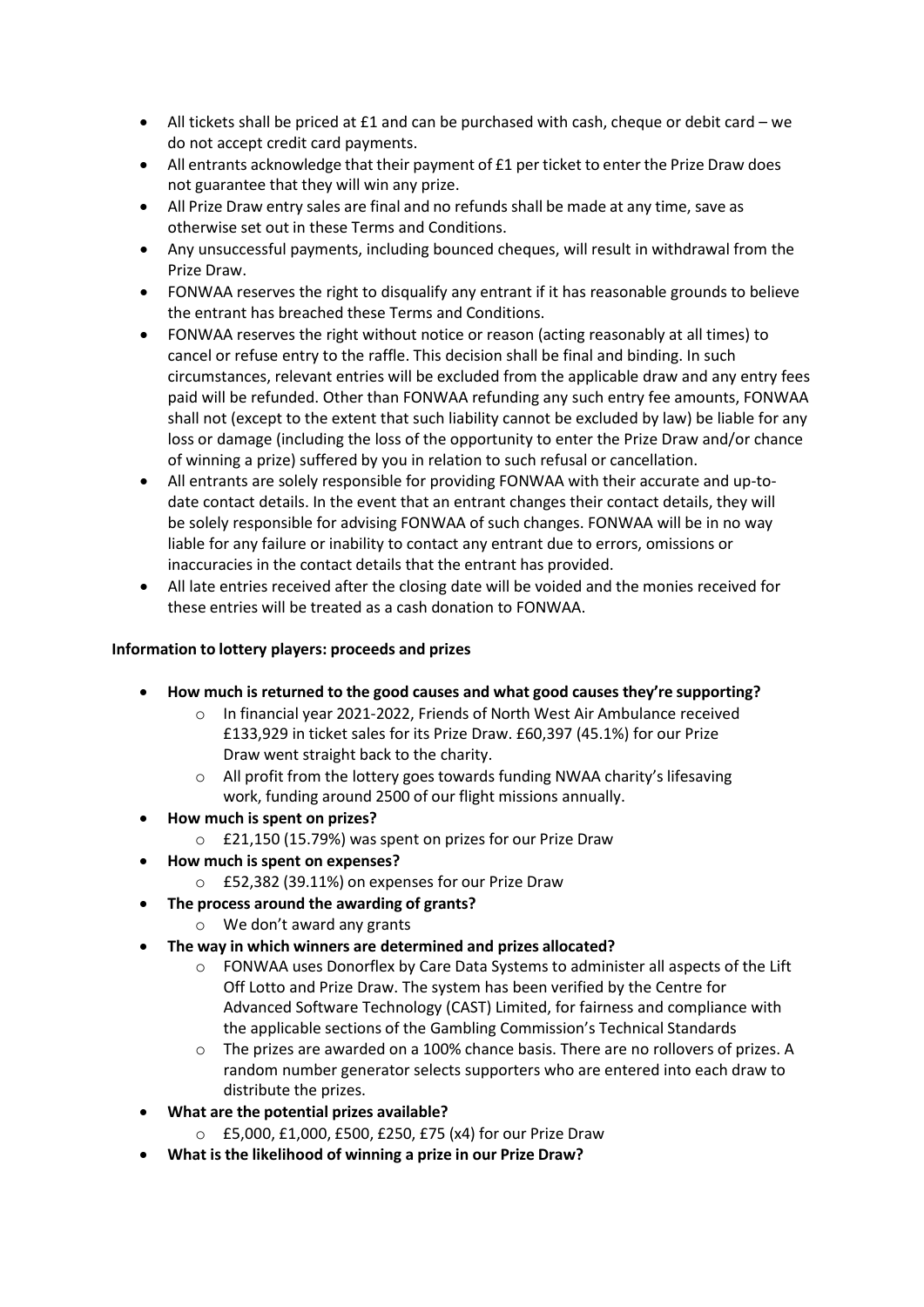- All tickets shall be priced at £1 and can be purchased with cash, cheque or debit card – we do not accept credit card payments.
- All entrants acknowledge that their payment of £1 per ticket to enter the Prize Draw does not guarantee that they will win any prize.
- All Prize Draw entry sales are final and no refunds shall be made at any time, save as otherwise set out in these Terms and Conditions.
- Any unsuccessful payments, including bounced cheques, will result in withdrawal from the Prize Draw.
- FONWAA reserves the right to disqualify any entrant if it has reasonable grounds to believe the entrant has breached these Terms and Conditions.
- FONWAA reserves the right without notice or reason (acting reasonably at all times) to cancel or refuse entry to the raffle. This decision shall be final and binding. In such circumstances, relevant entries will be excluded from the applicable draw and any entry fees paid will be refunded. Other than FONWAA refunding any such entry fee amounts, FONWAA shall not (except to the extent that such liability cannot be excluded by law) be liable for any loss or damage (including the loss of the opportunity to enter the Prize Draw and/or chance of winning a prize) suffered by you in relation to such refusal or cancellation.
- All entrants are solely responsible for providing FONWAA with their accurate and up-to-date contact details. In the event that an entrant changes their contact details, they will be solely responsible for advising FONWAA of such changes. FONWAA will be in no way liable for any failure or inability to contact any entrant due to errors, omissions or inaccuracies in the contact details that the entrant has provided.
- All late entries received after the closing date will be voided and the monies received for these entries will be treated as a cash donation to FONWAA.

**Information to lottery players: proceeds and prizes**

- **How much is returned to the good causes and what good causes they're supporting?**
  - In financial year 2021-2022, Friends of North West Air Ambulance received £133,929 in ticket sales for its Prize Draw. £60,397 (45.1%) for our Prize Draw went straight back to the charity.
  - All profit from the lottery goes towards funding NWAA charity's lifesaving work, funding around 2500 of our flight missions annually.
- **How much is spent on prizes?**
  - £21,150 (15.79%) was spent on prizes for our Prize Draw
- **How much is spent on expenses?**
  - £52,382 (39.11%) on expenses for our Prize Draw
- **The process around the awarding of grants?**
  - We don't award any grants
- **The way in which winners are determined and prizes allocated?**
  - FONWAA uses Donorflex by Care Data Systems to administer all aspects of the Lift Off Lotto and Prize Draw. The system has been verified by the Centre for Advanced Software Technology (CAST) Limited, for fairness and compliance with the applicable sections of the Gambling Commission's Technical Standards
  - The prizes are awarded on a 100% chance basis. There are no rollovers of prizes. A random number generator selects supporters who are entered into each draw to distribute the prizes.
- **What are the potential prizes available?**
  - £5,000, £1,000, £500, £250, £75 (x4) for our Prize Draw
- **What is the likelihood of winning a prize in our Prize Draw?**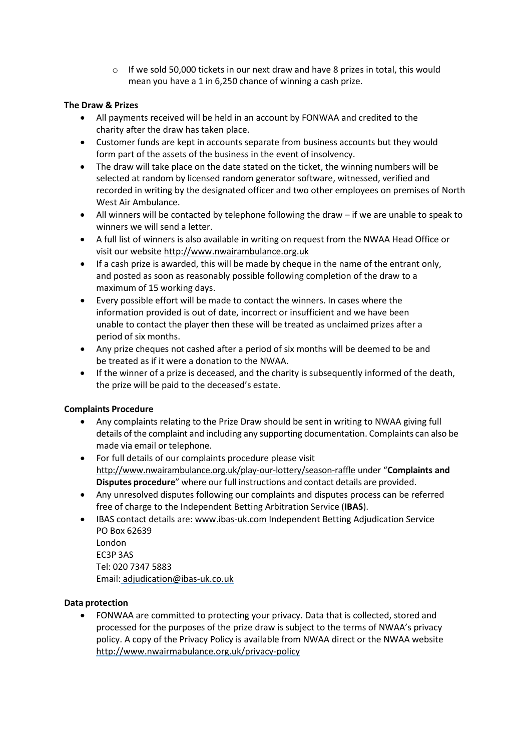- If we sold 50,000 tickets in our next draw and have 8 prizes in total, this would mean you have a 1 in 6,250 chance of winning a cash prize.

**The Draw & Prizes**

- All payments received will be held in an account by FONWAA and credited to the charity after the draw has taken place.
- Customer funds are kept in accounts separate from business accounts but they would form part of the assets of the business in the event of insolvency.
- The draw will take place on the date stated on the ticket, the winning numbers will be selected at random by licensed random generator software, witnessed, verified and recorded in writing by the designated officer and two other employees on premises of North West Air Ambulance.
- All winners will be contacted by telephone following the draw – if we are unable to speak to winners we will send a letter.
- A full list of winners is also available in writing on request from the NWAA Head Office or visit our website http://www.nwairambulance.org.uk
- If a cash prize is awarded, this will be made by cheque in the name of the entrant only, and posted as soon as reasonably possible following completion of the draw to a maximum of 15 working days.
- Every possible effort will be made to contact the winners. In cases where the information provided is out of date, incorrect or insufficient and we have been unable to contact the player then these will be treated as unclaimed prizes after a period of six months.
- Any prize cheques not cashed after a period of six months will be deemed to be and be treated as if it were a donation to the NWAA.
- If the winner of a prize is deceased, and the charity is subsequently informed of the death, the prize will be paid to the deceased's estate.

**Complaints Procedure**

- Any complaints relating to the Prize Draw should be sent in writing to NWAA giving full details of the complaint and including any supporting documentation. Complaints can also be made via email or telephone.
- For full details of our complaints procedure please visit http://www.nwairambulance.org.uk/play-our-lottery/season-raffle under "**Complaints and Disputes procedure**" where our full instructions and contact details are provided.
- Any unresolved disputes following our complaints and disputes process can be referred free of charge to the Independent Betting Arbitration Service (**IBAS**).
- IBAS contact details are: www.ibas-uk.com Independent Betting Adjudication Service
  PO Box 62639
  London
  EC3P 3AS
  Tel: 020 7347 5883
  Email: adjudication@ibas-uk.co.uk

**Data protection**

- FONWAA are committed to protecting your privacy. Data that is collected, stored and processed for the purposes of the prize draw is subject to the terms of NWAA's privacy policy. A copy of the Privacy Policy is available from NWAA direct or the NWAA website http://www.nwairmabulance.org.uk/privacy-policy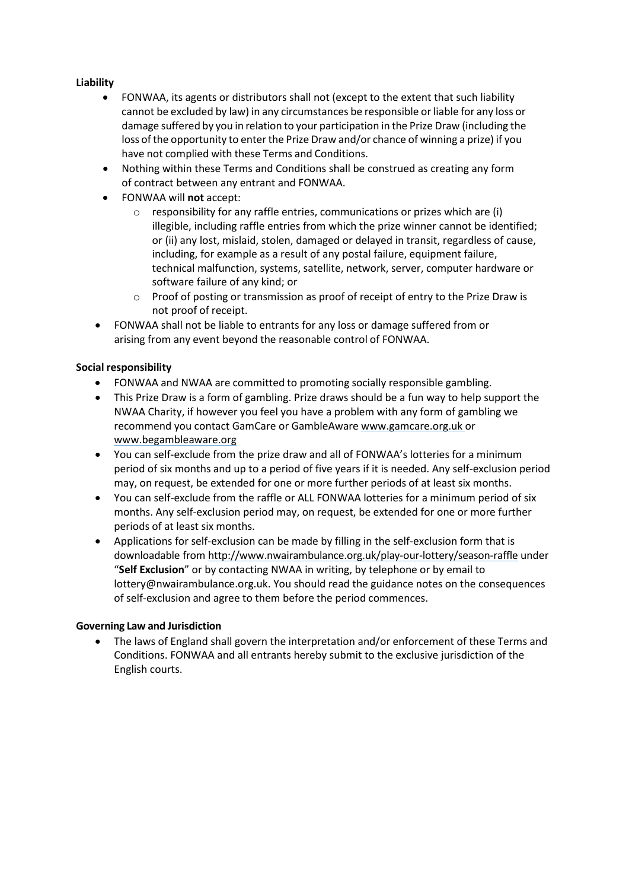**Liability**

- FONWAA, its agents or distributors shall not (except to the extent that such liability cannot be excluded by law) in any circumstances be responsible or liable for any loss or damage suffered by you in relation to your participation in the Prize Draw (including the loss of the opportunity to enter the Prize Draw and/or chance of winning a prize) if you have not complied with these Terms and Conditions.
- Nothing within these Terms and Conditions shall be construed as creating any form of contract between any entrant and FONWAA.
- FONWAA will **not** accept:
  - responsibility for any raffle entries, communications or prizes which are (i) illegible, including raffle entries from which the prize winner cannot be identified; or (ii) any lost, mislaid, stolen, damaged or delayed in transit, regardless of cause, including, for example as a result of any postal failure, equipment failure, technical malfunction, systems, satellite, network, server, computer hardware or software failure of any kind; or
  - Proof of posting or transmission as proof of receipt of entry to the Prize Draw is not proof of receipt.
- FONWAA shall not be liable to entrants for any loss or damage suffered from or arising from any event beyond the reasonable control of FONWAA.

**Social responsibility**

- FONWAA and NWAA are committed to promoting socially responsible gambling.
- This Prize Draw is a form of gambling. Prize draws should be a fun way to help support the NWAA Charity, if however you feel you have a problem with any form of gambling we recommend you contact GamCare or GambleAware www.gamcare.org.uk or www.begambleaware.org
- You can self-exclude from the prize draw and all of FONWAA's lotteries for a minimum period of six months and up to a period of five years if it is needed. Any self-exclusion period may, on request, be extended for one or more further periods of at least six months.
- You can self-exclude from the raffle or ALL FONWAA lotteries for a minimum period of six months. Any self-exclusion period may, on request, be extended for one or more further periods of at least six months.
- Applications for self-exclusion can be made by filling in the self-exclusion form that is downloadable from http://www.nwairambulance.org.uk/play-our-lottery/season-raffle under "**Self Exclusion**" or by contacting NWAA in writing, by telephone or by email to lottery@nwairambulance.org.uk. You should read the guidance notes on the consequences of self-exclusion and agree to them before the period commences.

**Governing Law and Jurisdiction**

- The laws of England shall govern the interpretation and/or enforcement of these Terms and Conditions. FONWAA and all entrants hereby submit to the exclusive jurisdiction of the English courts.